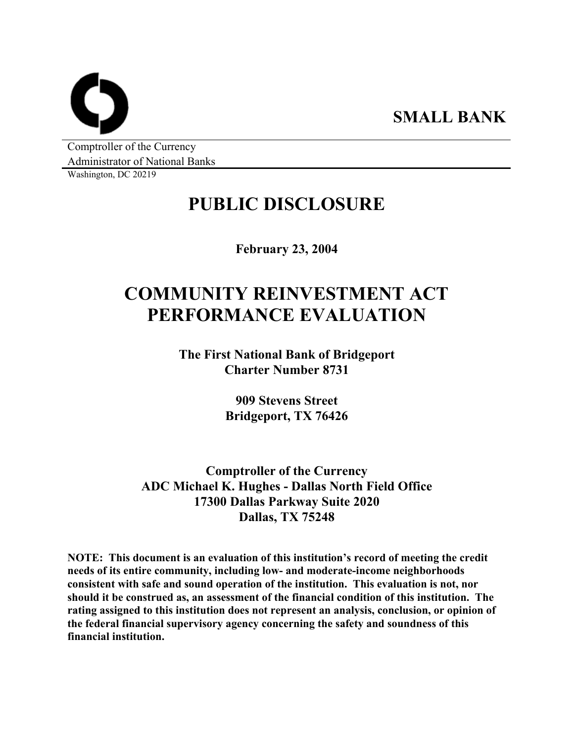**SMALL BANK**

Comptroller of the Currency
Administrator of National Banks
Washington, DC 20219

# PUBLIC DISCLOSURE

**February 23, 2004**

# COMMUNITY REINVESTMENT ACT PERFORMANCE EVALUATION

**The First National Bank of Bridgeport**
**Charter Number 8731**

**909 Stevens Street**
**Bridgeport, TX 76426**

**Comptroller of the Currency**
**ADC Michael K. Hughes - Dallas North Field Office**
**17300 Dallas Parkway Suite 2020**
**Dallas, TX 75248**

**NOTE: This document is an evaluation of this institution's record of meeting the credit needs of its entire community, including low- and moderate-income neighborhoods consistent with safe and sound operation of the institution. This evaluation is not, nor should it be construed as, an assessment of the financial condition of this institution. The rating assigned to this institution does not represent an analysis, conclusion, or opinion of the federal financial supervisory agency concerning the safety and soundness of this financial institution.**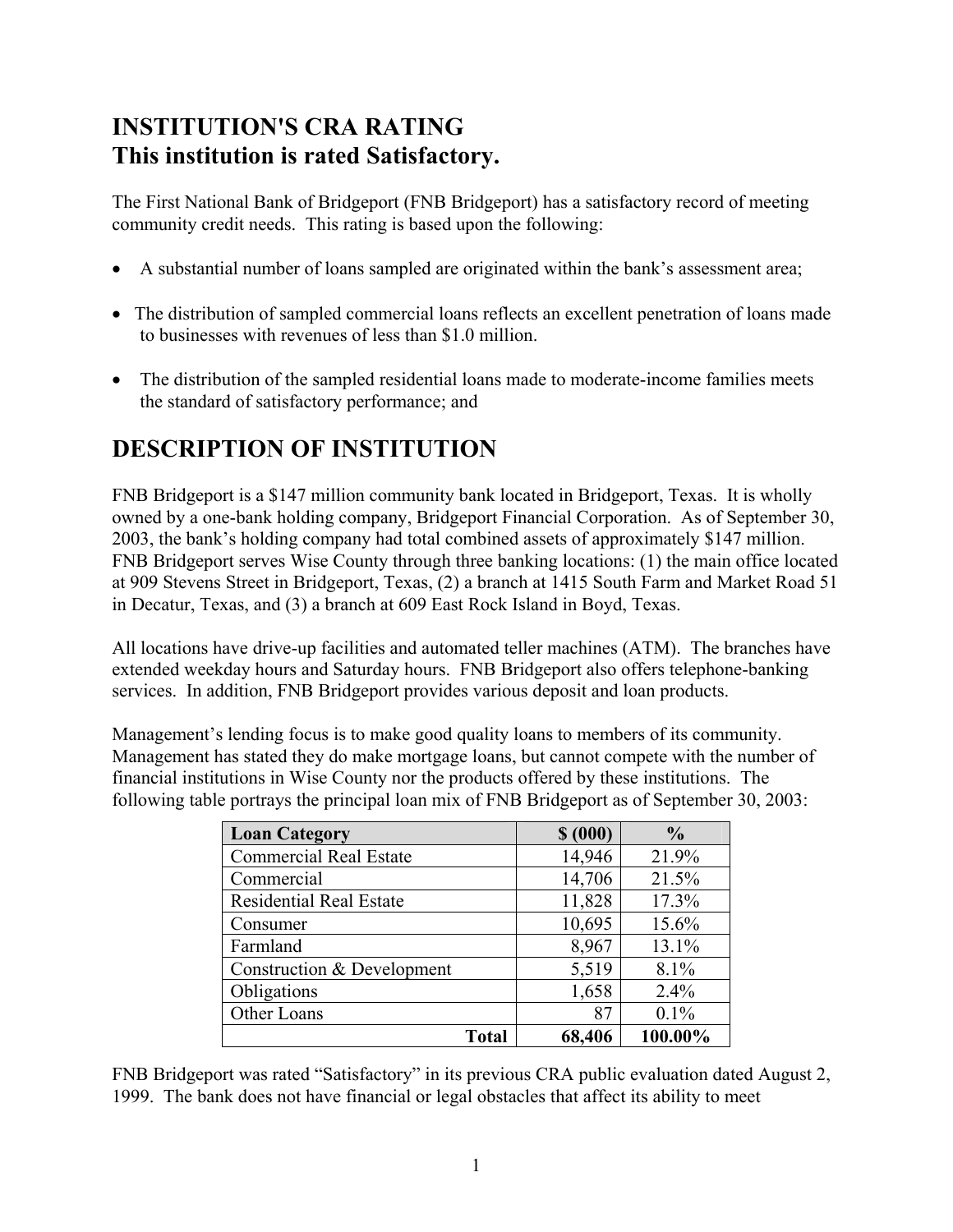# INSTITUTION'S CRA RATING
# This institution is rated Satisfactory.

The First National Bank of Bridgeport (FNB Bridgeport) has a satisfactory record of meeting community credit needs. This rating is based upon the following:

- A substantial number of loans sampled are originated within the bank's assessment area;
- The distribution of sampled commercial loans reflects an excellent penetration of loans made to businesses with revenues of less than $1.0 million.
- The distribution of the sampled residential loans made to moderate-income families meets the standard of satisfactory performance; and

# DESCRIPTION OF INSTITUTION

FNB Bridgeport is a $147 million community bank located in Bridgeport, Texas. It is wholly owned by a one-bank holding company, Bridgeport Financial Corporation. As of September 30, 2003, the bank's holding company had total combined assets of approximately $147 million. FNB Bridgeport serves Wise County through three banking locations: (1) the main office located at 909 Stevens Street in Bridgeport, Texas, (2) a branch at 1415 South Farm and Market Road 51 in Decatur, Texas, and (3) a branch at 609 East Rock Island in Boyd, Texas.

All locations have drive-up facilities and automated teller machines (ATM). The branches have extended weekday hours and Saturday hours. FNB Bridgeport also offers telephone-banking services. In addition, FNB Bridgeport provides various deposit and loan products.

Management's lending focus is to make good quality loans to members of its community. Management has stated they do make mortgage loans, but cannot compete with the number of financial institutions in Wise County nor the products offered by these institutions. The following table portrays the principal loan mix of FNB Bridgeport as of September 30, 2003:

| Loan Category | $ (000) | % |
|---|---|---|
| Commercial Real Estate | 14,946 | 21.9% |
| Commercial | 14,706 | 21.5% |
| Residential Real Estate | 11,828 | 17.3% |
| Consumer | 10,695 | 15.6% |
| Farmland | 8,967 | 13.1% |
| Construction & Development | 5,519 | 8.1% |
| Obligations | 1,658 | 2.4% |
| Other Loans | 87 | 0.1% |
| **Total** | **68,406** | **100.00%** |

FNB Bridgeport was rated "Satisfactory" in its previous CRA public evaluation dated August 2, 1999. The bank does not have financial or legal obstacles that affect its ability to meet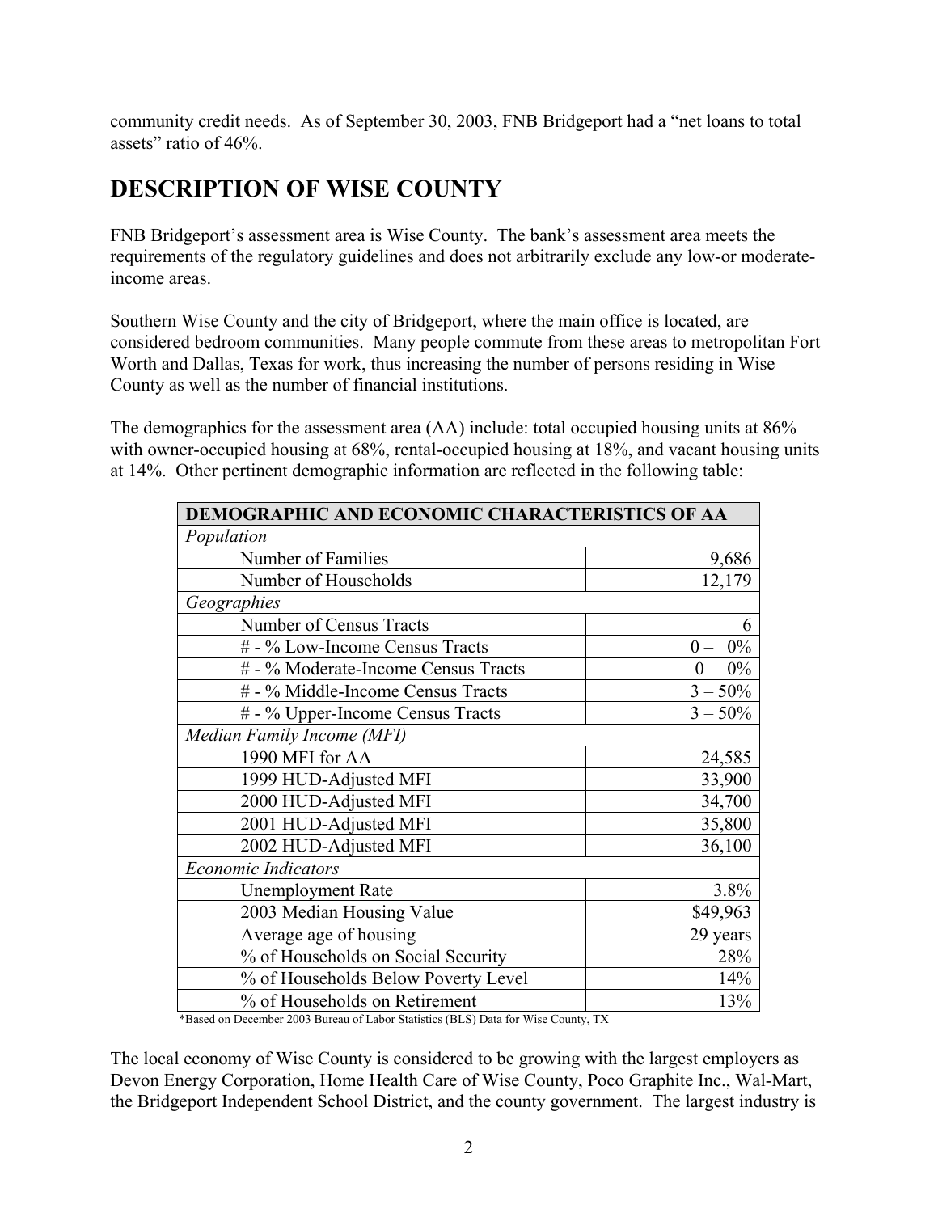community credit needs. As of September 30, 2003, FNB Bridgeport had a "net loans to total assets" ratio of 46%.

## DESCRIPTION OF WISE COUNTY

FNB Bridgeport's assessment area is Wise County. The bank's assessment area meets the requirements of the regulatory guidelines and does not arbitrarily exclude any low-or moderate-income areas.

Southern Wise County and the city of Bridgeport, where the main office is located, are considered bedroom communities. Many people commute from these areas to metropolitan Fort Worth and Dallas, Texas for work, thus increasing the number of persons residing in Wise County as well as the number of financial institutions.

The demographics for the assessment area (AA) include: total occupied housing units at 86% with owner-occupied housing at 68%, rental-occupied housing at 18%, and vacant housing units at 14%. Other pertinent demographic information are reflected in the following table:

| DEMOGRAPHIC AND ECONOMIC CHARACTERISTICS OF AA | |
|---|---|
| *Population* | |
| Number of Families | 9,686 |
| Number of Households | 12,179 |
| *Geographies* | |
| Number of Census Tracts | 6 |
| # - % Low-Income Census Tracts | 0 – 0% |
| # - % Moderate-Income Census Tracts | 0 – 0% |
| # - % Middle-Income Census Tracts | 3 – 50% |
| # - % Upper-Income Census Tracts | 3 – 50% |
| *Median Family Income (MFI)* | |
| 1990 MFI for AA | 24,585 |
| 1999 HUD-Adjusted MFI | 33,900 |
| 2000 HUD-Adjusted MFI | 34,700 |
| 2001 HUD-Adjusted MFI | 35,800 |
| 2002 HUD-Adjusted MFI | 36,100 |
| *Economic Indicators* | |
| Unemployment Rate | 3.8% |
| 2003 Median Housing Value | $49,963 |
| Average age of housing | 29 years |
| % of Households on Social Security | 28% |
| % of Households Below Poverty Level | 14% |
| % of Households on Retirement | 13% |

*Based on December 2003 Bureau of Labor Statistics (BLS) Data for Wise County, TX

The local economy of Wise County is considered to be growing with the largest employers as Devon Energy Corporation, Home Health Care of Wise County, Poco Graphite Inc., Wal-Mart, the Bridgeport Independent School District, and the county government. The largest industry is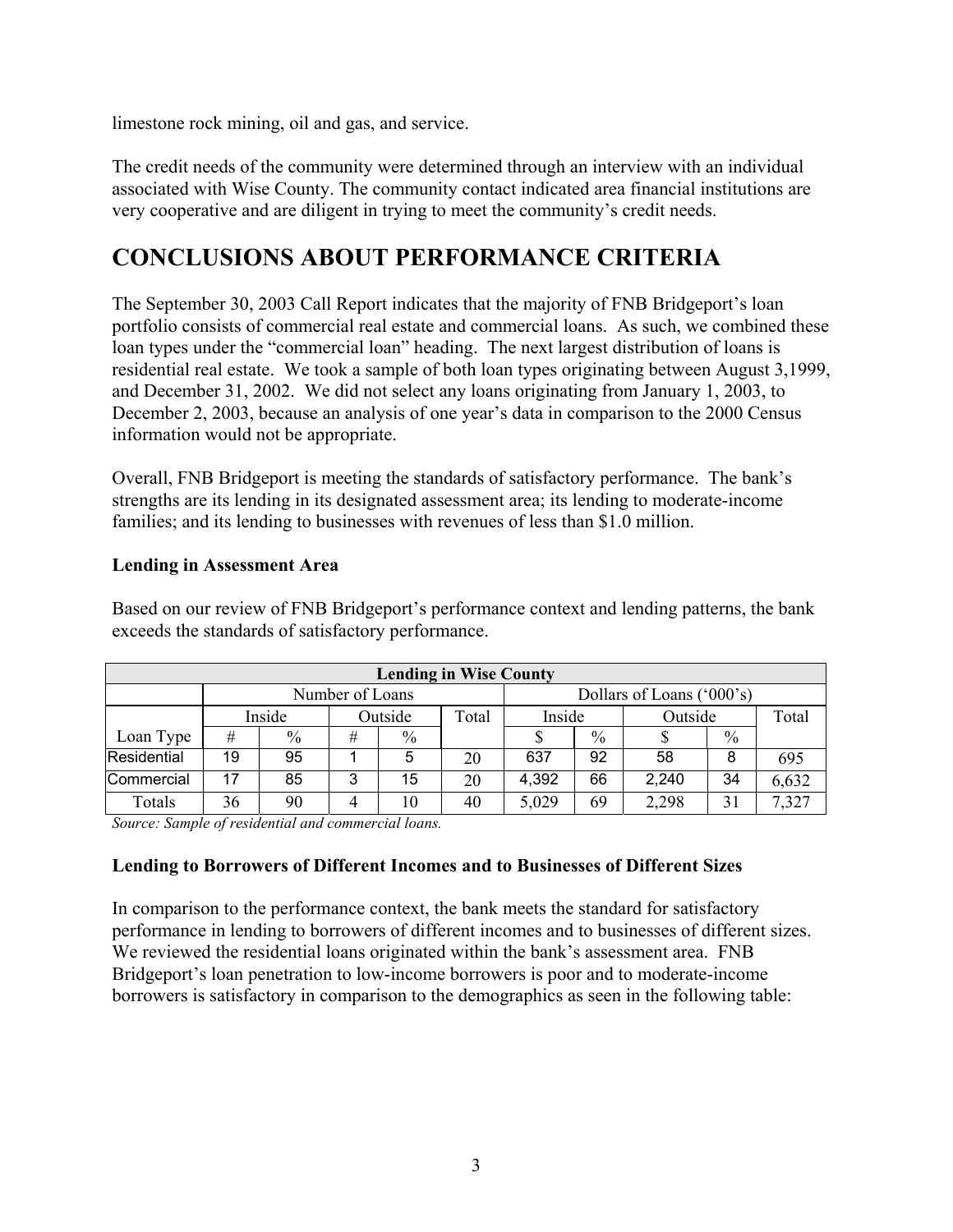limestone rock mining, oil and gas, and service.

The credit needs of the community were determined through an interview with an individual associated with Wise County. The community contact indicated area financial institutions are very cooperative and are diligent in trying to meet the community's credit needs.

# CONCLUSIONS ABOUT PERFORMANCE CRITERIA

The September 30, 2003 Call Report indicates that the majority of FNB Bridgeport's loan portfolio consists of commercial real estate and commercial loans. As such, we combined these loan types under the "commercial loan" heading. The next largest distribution of loans is residential real estate. We took a sample of both loan types originating between August 3,1999, and December 31, 2002. We did not select any loans originating from January 1, 2003, to December 2, 2003, because an analysis of one year's data in comparison to the 2000 Census information would not be appropriate.

Overall, FNB Bridgeport is meeting the standards of satisfactory performance. The bank's strengths are its lending in its designated assessment area; its lending to moderate-income families; and its lending to businesses with revenues of less than $1.0 million.

**Lending in Assessment Area**

Based on our review of FNB Bridgeport's performance context and lending patterns, the bank exceeds the standards of satisfactory performance.

| Lending in Wise County | | | | | | | | | | |
|---|---|---|---|---|---|---|---|---|---|---|
| | Number of Loans | | | | | Dollars of Loans ('000's) | | | | |
| | Inside | | Outside | | Total | Inside | | Outside | | Total |
| Loan Type | # | % | # | % | | $ | % | $ | % | |
| Residential | 19 | 95 | 1 | 5 | 20 | 637 | 92 | 58 | 8 | 695 |
| Commercial | 17 | 85 | 3 | 15 | 20 | 4,392 | 66 | 2,240 | 34 | 6,632 |
| Totals | 36 | 90 | 4 | 10 | 40 | 5,029 | 69 | 2,298 | 31 | 7,327 |

*Source: Sample of residential and commercial loans.*

**Lending to Borrowers of Different Incomes and to Businesses of Different Sizes**

In comparison to the performance context, the bank meets the standard for satisfactory performance in lending to borrowers of different incomes and to businesses of different sizes. We reviewed the residential loans originated within the bank's assessment area. FNB Bridgeport's loan penetration to low-income borrowers is poor and to moderate-income borrowers is satisfactory in comparison to the demographics as seen in the following table: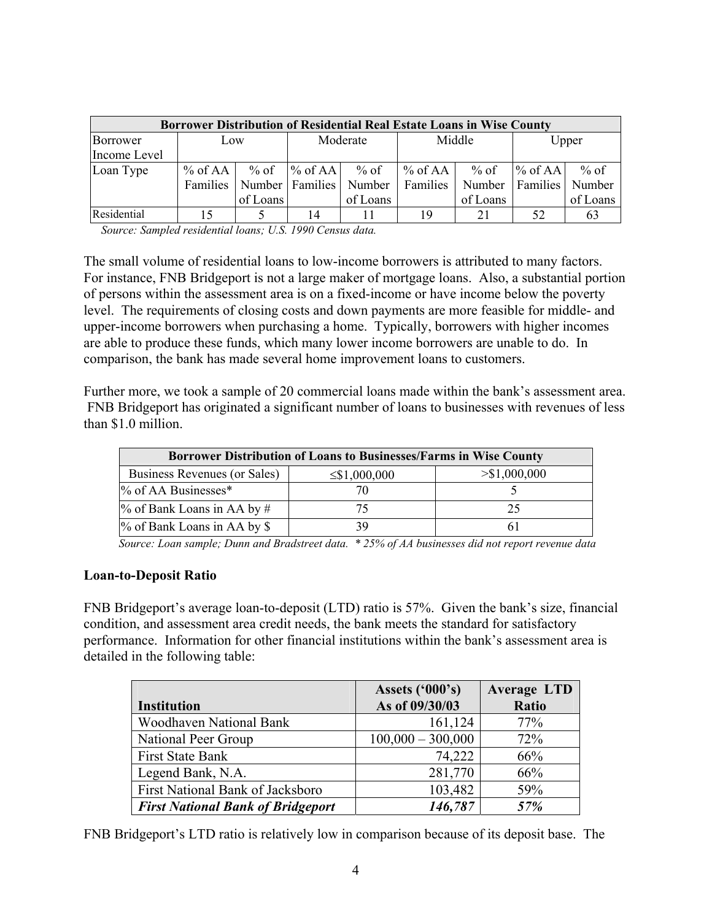| Borrower Distribution of Residential Real Estate Loans in Wise County | | | | | | | | |
|---|---|---|---|---|---|---|---|---|
| Borrower Income Level | Low | | Moderate | | Middle | | Upper | |
| Loan Type | % of AA Families | % of Number of Loans | % of AA Families | % of Number of Loans | % of AA Families | % of Number of Loans | % of AA Families | % of Number of Loans |
| Residential | 15 | 5 | 14 | 11 | 19 | 21 | 52 | 63 |

*Source: Sampled residential loans; U.S. 1990 Census data.*

The small volume of residential loans to low-income borrowers is attributed to many factors. For instance, FNB Bridgeport is not a large maker of mortgage loans. Also, a substantial portion of persons within the assessment area is on a fixed-income or have income below the poverty level. The requirements of closing costs and down payments are more feasible for middle- and upper-income borrowers when purchasing a home. Typically, borrowers with higher incomes are able to produce these funds, which many lower income borrowers are unable to do. In comparison, the bank has made several home improvement loans to customers.

Further more, we took a sample of 20 commercial loans made within the bank's assessment area. FNB Bridgeport has originated a significant number of loans to businesses with revenues of less than $1.0 million.

| Borrower Distribution of Loans to Businesses/Farms in Wise County | | |
|---|---|---|
| Business Revenues (or Sales) | ≤$1,000,000 | >$1,000,000 |
| % of AA Businesses* | 70 | 5 |
| % of Bank Loans in AA by # | 75 | 25 |
| % of Bank Loans in AA by $ | 39 | 61 |

*Source: Loan sample; Dunn and Bradstreet data. * 25% of AA businesses did not report revenue data*

**Loan-to-Deposit Ratio**

FNB Bridgeport's average loan-to-deposit (LTD) ratio is 57%. Given the bank's size, financial condition, and assessment area credit needs, the bank meets the standard for satisfactory performance. Information for other financial institutions within the bank's assessment area is detailed in the following table:

| Institution | Assets ('000's) As of 09/30/03 | Average LTD Ratio |
|---|---|---|
| Woodhaven National Bank | 161,124 | 77% |
| National Peer Group | 100,000 – 300,000 | 72% |
| First State Bank | 74,222 | 66% |
| Legend Bank, N.A. | 281,770 | 66% |
| First National Bank of Jacksboro | 103,482 | 59% |
| ***First National Bank of Bridgeport*** | ***146,787*** | ***57%*** |

FNB Bridgeport's LTD ratio is relatively low in comparison because of its deposit base. The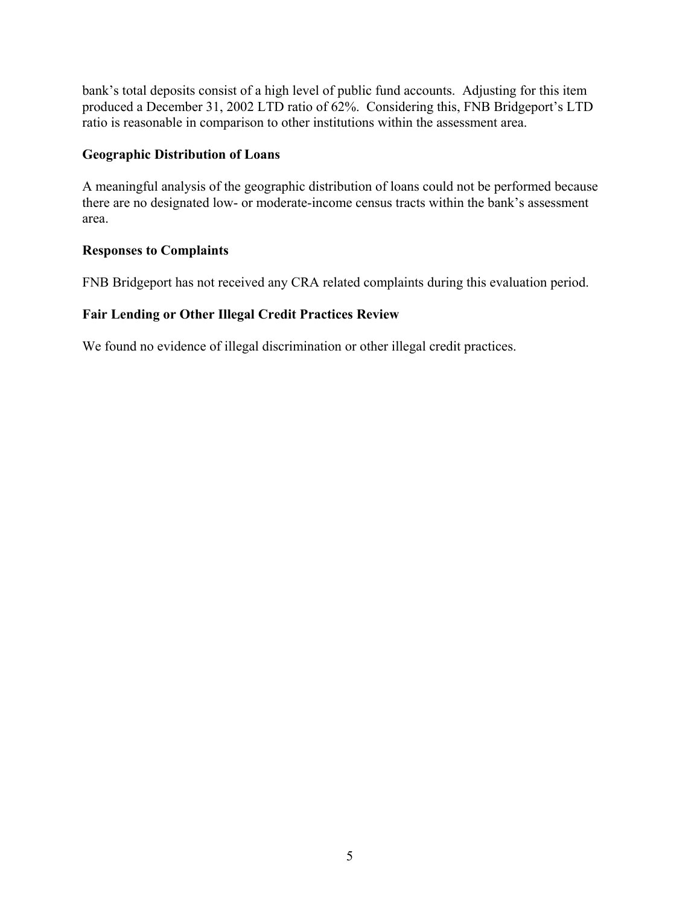bank's total deposits consist of a high level of public fund accounts. Adjusting for this item produced a December 31, 2002 LTD ratio of 62%. Considering this, FNB Bridgeport's LTD ratio is reasonable in comparison to other institutions within the assessment area.

**Geographic Distribution of Loans**

A meaningful analysis of the geographic distribution of loans could not be performed because there are no designated low- or moderate-income census tracts within the bank's assessment area.

**Responses to Complaints**

FNB Bridgeport has not received any CRA related complaints during this evaluation period.

**Fair Lending or Other Illegal Credit Practices Review**

We found no evidence of illegal discrimination or other illegal credit practices.